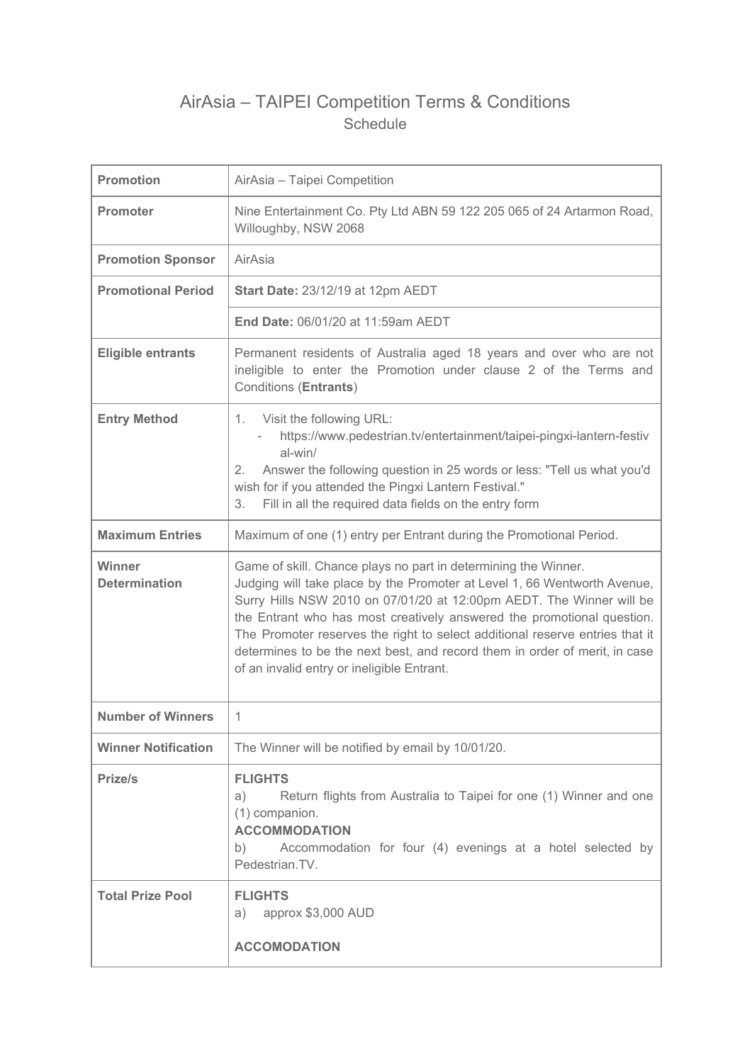# AirAsia – TAIPEI Competition Terms & Conditions

## Schedule

| | |
|---|---|
| **Promotion** | AirAsia – Taipei Competition |
| **Promoter** | Nine Entertainment Co. Pty Ltd ABN 59 122 205 065 of 24 Artarmon Road, Willoughby, NSW 2068 |
| **Promotion Sponsor** | AirAsia |
| **Promotional Period** | **Start Date:** 23/12/19 at 12pm AEDT |
| | **End Date:** 06/01/20 at 11:59am AEDT |
| **Eligible entrants** | Permanent residents of Australia aged 18 years and over who are not ineligible to enter the Promotion under clause 2 of the Terms and Conditions (**Entrants**) |
| **Entry Method** | 1. Visit the following URL: <br> - https://www.pedestrian.tv/entertainment/taipei-pingxi-lantern-festival-win/ <br> 2. Answer the following question in 25 words or less: "Tell us what you'd wish for if you attended the Pingxi Lantern Festival." <br> 3. Fill in all the required data fields on the entry form |
| **Maximum Entries** | Maximum of one (1) entry per Entrant during the Promotional Period. |
| **Winner Determination** | Game of skill. Chance plays no part in determining the Winner. Judging will take place by the Promoter at Level 1, 66 Wentworth Avenue, Surry Hills NSW 2010 on 07/01/20 at 12:00pm AEDT. The Winner will be the Entrant who has most creatively answered the promotional question. The Promoter reserves the right to select additional reserve entries that it determines to be the next best, and record them in order of merit, in case of an invalid entry or ineligible Entrant. |
| **Number of Winners** | 1 |
| **Winner Notification** | The Winner will be notified by email by 10/01/20. |
| **Prize/s** | **FLIGHTS** <br> a) Return flights from Australia to Taipei for one (1) Winner and one (1) companion. <br> **ACCOMMODATION** <br> b) Accommodation for four (4) evenings at a hotel selected by Pedestrian.TV. |
| **Total Prize Pool** | **FLIGHTS** <br> a) approx $3,000 AUD <br><br> **ACCOMODATION** |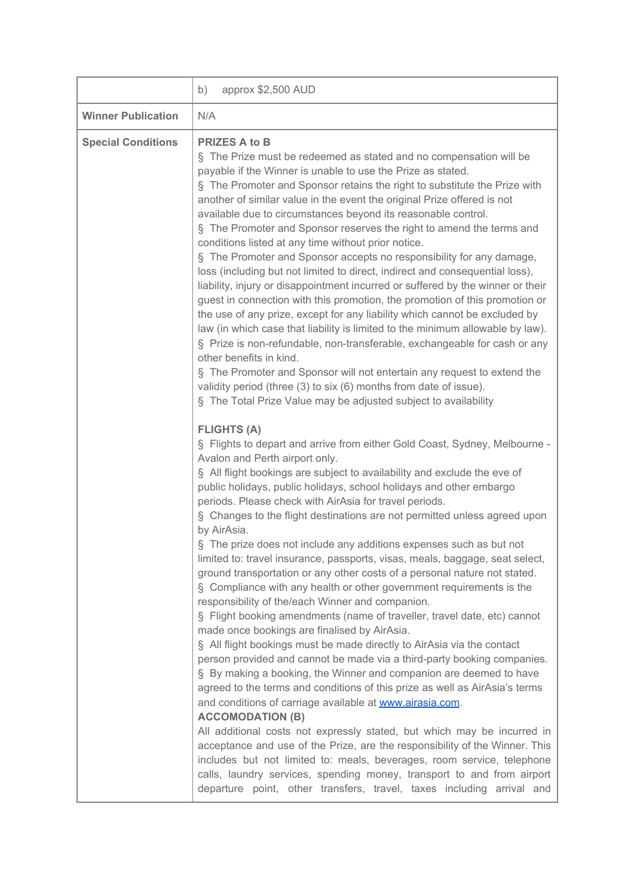| | |
|---|---|
| | b) approx $2,500 AUD |
| **Winner Publication** | N/A |
| **Special Conditions** | **PRIZES A to B**<br>§ The Prize must be redeemed as stated and no compensation will be payable if the Winner is unable to use the Prize as stated.<br>§ The Promoter and Sponsor retains the right to substitute the Prize with another of similar value in the event the original Prize offered is not available due to circumstances beyond its reasonable control.<br>§ The Promoter and Sponsor reserves the right to amend the terms and conditions listed at any time without prior notice.<br>§ The Promoter and Sponsor accepts no responsibility for any damage, loss (including but not limited to direct, indirect and consequential loss), liability, injury or disappointment incurred or suffered by the winner or their guest in connection with this promotion, the promotion of this promotion or the use of any prize, except for any liability which cannot be excluded by law (in which case that liability is limited to the minimum allowable by law).<br>§ Prize is non-refundable, non-transferable, exchangeable for cash or any other benefits in kind.<br>§ The Promoter and Sponsor will not entertain any request to extend the validity period (three (3) to six (6) months from date of issue).<br>§ The Total Prize Value may be adjusted subject to availability<br><br>**FLIGHTS (A)**<br>§ Flights to depart and arrive from either Gold Coast, Sydney, Melbourne - Avalon and Perth airport only.<br>§ All flight bookings are subject to availability and exclude the eve of public holidays, public holidays, school holidays and other embargo periods. Please check with AirAsia for travel periods.<br>§ Changes to the flight destinations are not permitted unless agreed upon by AirAsia.<br>§ The prize does not include any additions expenses such as but not limited to: travel insurance, passports, visas, meals, baggage, seat select, ground transportation or any other costs of a personal nature not stated.<br>§ Compliance with any health or other government requirements is the responsibility of the/each Winner and companion.<br>§ Flight booking amendments (name of traveller, travel date, etc) cannot made once bookings are finalised by AirAsia.<br>§ All flight bookings must be made directly to AirAsia via the contact person provided and cannot be made via a third-party booking companies.<br>§ By making a booking, the Winner and companion are deemed to have agreed to the terms and conditions of this prize as well as AirAsia's terms and conditions of carriage available at [www.airasia.com](http://www.airasia.com).<br>**ACCOMODATION (B)**<br>All additional costs not expressly stated, but which may be incurred in acceptance and use of the Prize, are the responsibility of the Winner. This includes but not limited to: meals, beverages, room service, telephone calls, laundry services, spending money, transport to and from airport departure point, other transfers, travel, taxes including arrival and |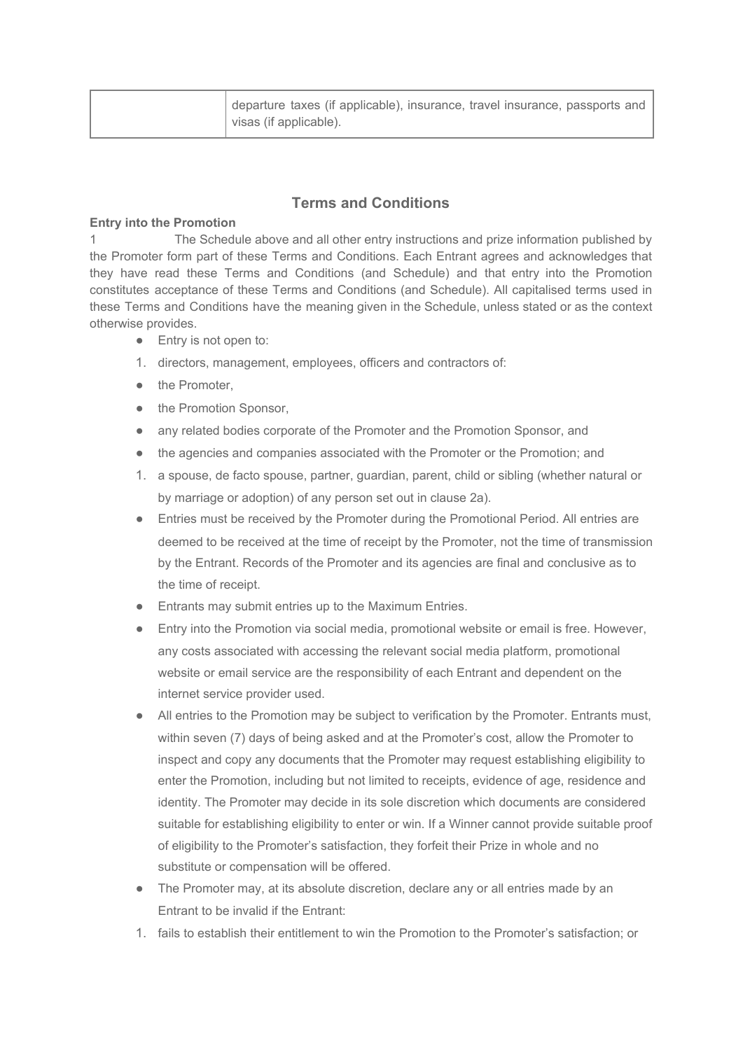| | departure taxes (if applicable), insurance, travel insurance, passports and visas (if applicable). |
|---|---|

## Terms and Conditions

**Entry into the Promotion**

1 The Schedule above and all other entry instructions and prize information published by the Promoter form part of these Terms and Conditions. Each Entrant agrees and acknowledges that they have read these Terms and Conditions (and Schedule) and that entry into the Promotion constitutes acceptance of these Terms and Conditions (and Schedule). All capitalised terms used in these Terms and Conditions have the meaning given in the Schedule, unless stated or as the context otherwise provides.

- Entry is not open to:

1. directors, management, employees, officers and contractors of:

- the Promoter,
- the Promotion Sponsor,
- any related bodies corporate of the Promoter and the Promotion Sponsor, and
- the agencies and companies associated with the Promoter or the Promotion; and

1. a spouse, de facto spouse, partner, guardian, parent, child or sibling (whether natural or by marriage or adoption) of any person set out in clause 2a).

- Entries must be received by the Promoter during the Promotional Period. All entries are deemed to be received at the time of receipt by the Promoter, not the time of transmission by the Entrant. Records of the Promoter and its agencies are final and conclusive as to the time of receipt.
- Entrants may submit entries up to the Maximum Entries.
- Entry into the Promotion via social media, promotional website or email is free. However, any costs associated with accessing the relevant social media platform, promotional website or email service are the responsibility of each Entrant and dependent on the internet service provider used.
- All entries to the Promotion may be subject to verification by the Promoter. Entrants must, within seven (7) days of being asked and at the Promoter's cost, allow the Promoter to inspect and copy any documents that the Promoter may request establishing eligibility to enter the Promotion, including but not limited to receipts, evidence of age, residence and identity. The Promoter may decide in its sole discretion which documents are considered suitable for establishing eligibility to enter or win. If a Winner cannot provide suitable proof of eligibility to the Promoter's satisfaction, they forfeit their Prize in whole and no substitute or compensation will be offered.
- The Promoter may, at its absolute discretion, declare any or all entries made by an Entrant to be invalid if the Entrant:

1. fails to establish their entitlement to win the Promotion to the Promoter's satisfaction; or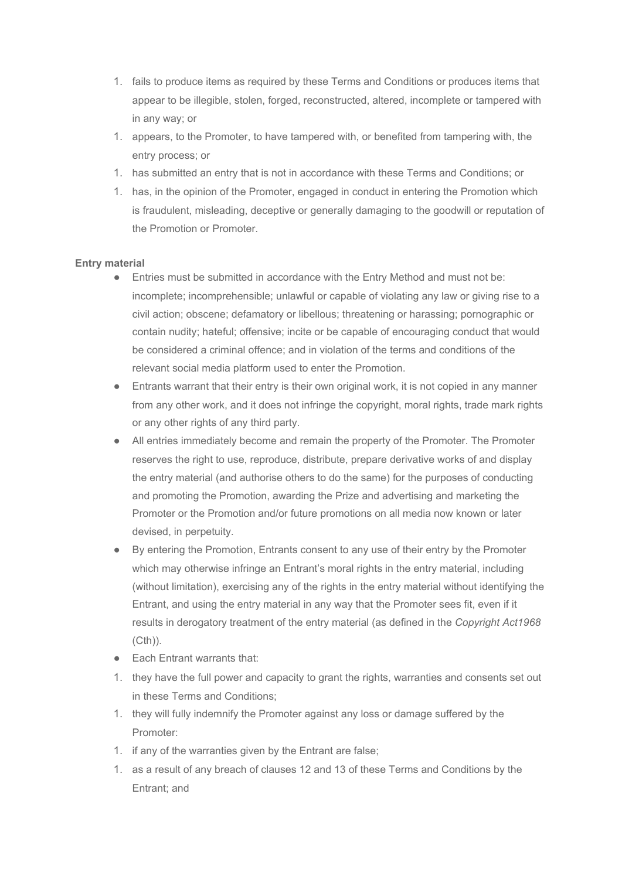1. fails to produce items as required by these Terms and Conditions or produces items that appear to be illegible, stolen, forged, reconstructed, altered, incomplete or tampered with in any way; or
1. appears, to the Promoter, to have tampered with, or benefited from tampering with, the entry process; or
1. has submitted an entry that is not in accordance with these Terms and Conditions; or
1. has, in the opinion of the Promoter, engaged in conduct in entering the Promotion which is fraudulent, misleading, deceptive or generally damaging to the goodwill or reputation of the Promotion or Promoter.

**Entry material**

- Entries must be submitted in accordance with the Entry Method and must not be: incomplete; incomprehensible; unlawful or capable of violating any law or giving rise to a civil action; obscene; defamatory or libellous; threatening or harassing; pornographic or contain nudity; hateful; offensive; incite or be capable of encouraging conduct that would be considered a criminal offence; and in violation of the terms and conditions of the relevant social media platform used to enter the Promotion.
- Entrants warrant that their entry is their own original work, it is not copied in any manner from any other work, and it does not infringe the copyright, moral rights, trade mark rights or any other rights of any third party.
- All entries immediately become and remain the property of the Promoter. The Promoter reserves the right to use, reproduce, distribute, prepare derivative works of and display the entry material (and authorise others to do the same) for the purposes of conducting and promoting the Promotion, awarding the Prize and advertising and marketing the Promoter or the Promotion and/or future promotions on all media now known or later devised, in perpetuity.
- By entering the Promotion, Entrants consent to any use of their entry by the Promoter which may otherwise infringe an Entrant's moral rights in the entry material, including (without limitation), exercising any of the rights in the entry material without identifying the Entrant, and using the entry material in any way that the Promoter sees fit, even if it results in derogatory treatment of the entry material (as defined in the *Copyright Act1968* (Cth)).
- Each Entrant warrants that:

1. they have the full power and capacity to grant the rights, warranties and consents set out in these Terms and Conditions;
1. they will fully indemnify the Promoter against any loss or damage suffered by the Promoter:
1. if any of the warranties given by the Entrant are false;
1. as a result of any breach of clauses 12 and 13 of these Terms and Conditions by the Entrant; and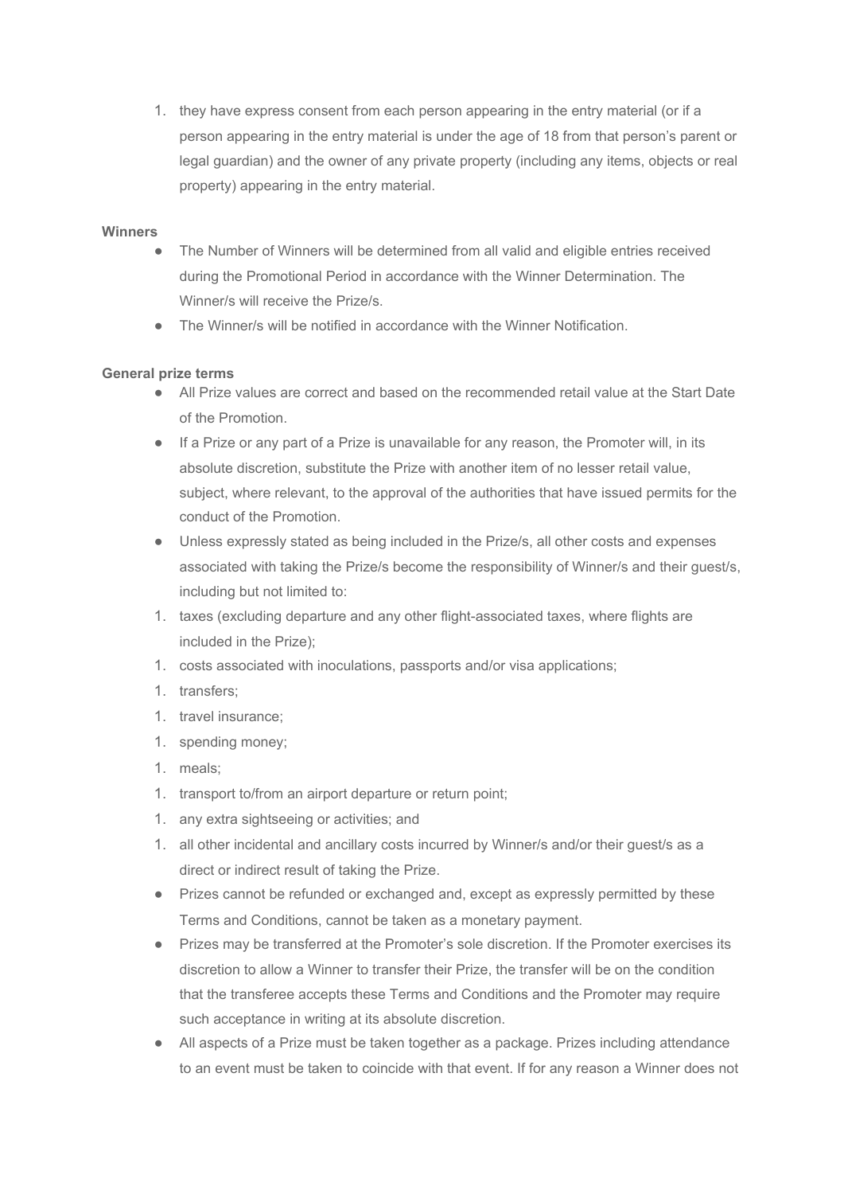1. they have express consent from each person appearing in the entry material (or if a person appearing in the entry material is under the age of 18 from that person's parent or legal guardian) and the owner of any private property (including any items, objects or real property) appearing in the entry material.

**Winners**

- The Number of Winners will be determined from all valid and eligible entries received during the Promotional Period in accordance with the Winner Determination. The Winner/s will receive the Prize/s.
- The Winner/s will be notified in accordance with the Winner Notification.

**General prize terms**

- All Prize values are correct and based on the recommended retail value at the Start Date of the Promotion.
- If a Prize or any part of a Prize is unavailable for any reason, the Promoter will, in its absolute discretion, substitute the Prize with another item of no lesser retail value, subject, where relevant, to the approval of the authorities that have issued permits for the conduct of the Promotion.
- Unless expressly stated as being included in the Prize/s, all other costs and expenses associated with taking the Prize/s become the responsibility of Winner/s and their guest/s, including but not limited to:

1. taxes (excluding departure and any other flight-associated taxes, where flights are included in the Prize);
1. costs associated with inoculations, passports and/or visa applications;
1. transfers;
1. travel insurance;
1. spending money;
1. meals;
1. transport to/from an airport departure or return point;
1. any extra sightseeing or activities; and
1. all other incidental and ancillary costs incurred by Winner/s and/or their guest/s as a direct or indirect result of taking the Prize.

- Prizes cannot be refunded or exchanged and, except as expressly permitted by these Terms and Conditions, cannot be taken as a monetary payment.
- Prizes may be transferred at the Promoter's sole discretion. If the Promoter exercises its discretion to allow a Winner to transfer their Prize, the transfer will be on the condition that the transferee accepts these Terms and Conditions and the Promoter may require such acceptance in writing at its absolute discretion.
- All aspects of a Prize must be taken together as a package. Prizes including attendance to an event must be taken to coincide with that event. If for any reason a Winner does not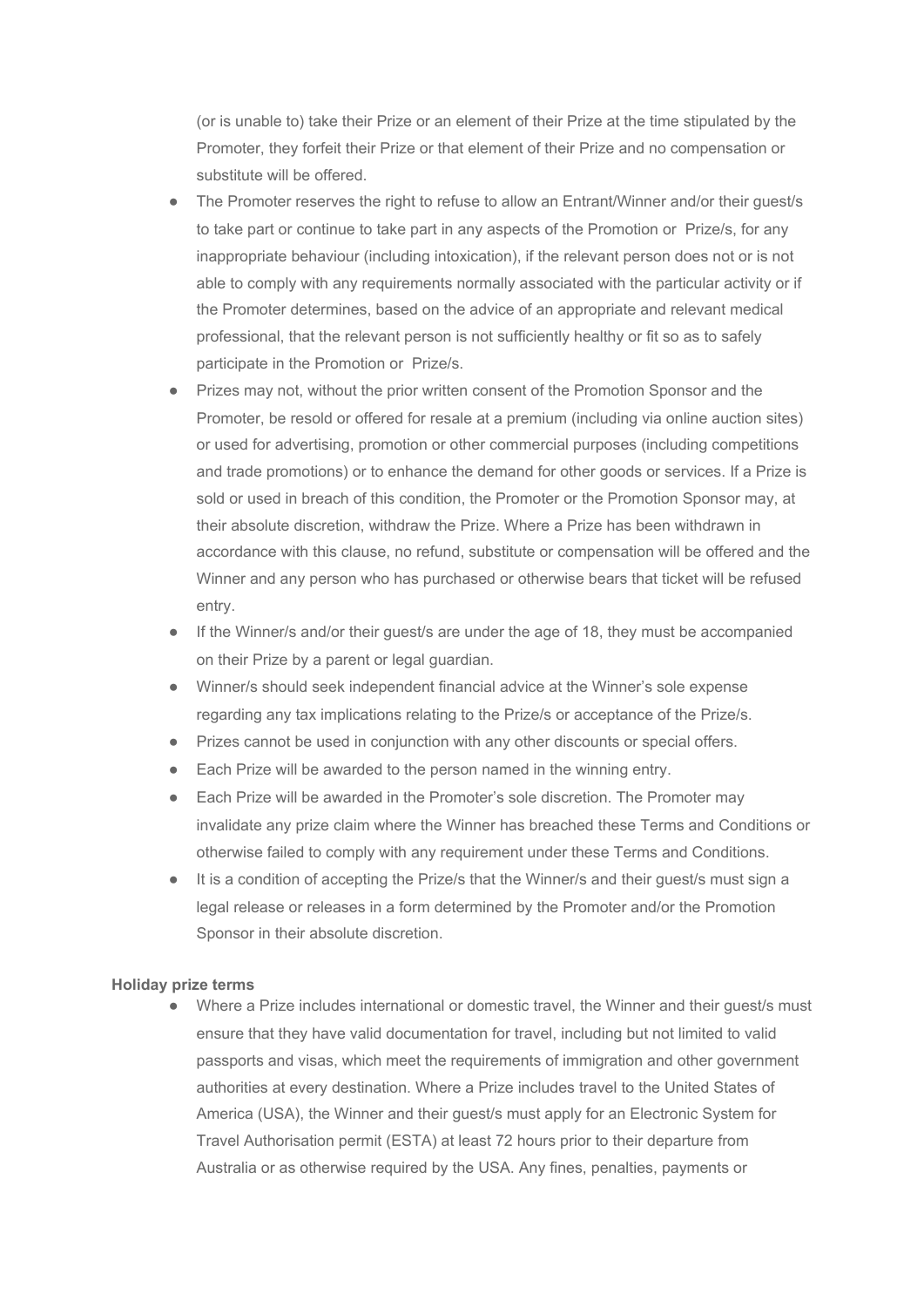(or is unable to) take their Prize or an element of their Prize at the time stipulated by the Promoter, they forfeit their Prize or that element of their Prize and no compensation or substitute will be offered.

- The Promoter reserves the right to refuse to allow an Entrant/Winner and/or their guest/s to take part or continue to take part in any aspects of the Promotion or Prize/s, for any inappropriate behaviour (including intoxication), if the relevant person does not or is not able to comply with any requirements normally associated with the particular activity or if the Promoter determines, based on the advice of an appropriate and relevant medical professional, that the relevant person is not sufficiently healthy or fit so as to safely participate in the Promotion or Prize/s.
- Prizes may not, without the prior written consent of the Promotion Sponsor and the Promoter, be resold or offered for resale at a premium (including via online auction sites) or used for advertising, promotion or other commercial purposes (including competitions and trade promotions) or to enhance the demand for other goods or services. If a Prize is sold or used in breach of this condition, the Promoter or the Promotion Sponsor may, at their absolute discretion, withdraw the Prize. Where a Prize has been withdrawn in accordance with this clause, no refund, substitute or compensation will be offered and the Winner and any person who has purchased or otherwise bears that ticket will be refused entry.
- If the Winner/s and/or their guest/s are under the age of 18, they must be accompanied on their Prize by a parent or legal guardian.
- Winner/s should seek independent financial advice at the Winner's sole expense regarding any tax implications relating to the Prize/s or acceptance of the Prize/s.
- Prizes cannot be used in conjunction with any other discounts or special offers.
- Each Prize will be awarded to the person named in the winning entry.
- Each Prize will be awarded in the Promoter's sole discretion. The Promoter may invalidate any prize claim where the Winner has breached these Terms and Conditions or otherwise failed to comply with any requirement under these Terms and Conditions.
- It is a condition of accepting the Prize/s that the Winner/s and their guest/s must sign a legal release or releases in a form determined by the Promoter and/or the Promotion Sponsor in their absolute discretion.

**Holiday prize terms**

- Where a Prize includes international or domestic travel, the Winner and their guest/s must ensure that they have valid documentation for travel, including but not limited to valid passports and visas, which meet the requirements of immigration and other government authorities at every destination. Where a Prize includes travel to the United States of America (USA), the Winner and their guest/s must apply for an Electronic System for Travel Authorisation permit (ESTA) at least 72 hours prior to their departure from Australia or as otherwise required by the USA. Any fines, penalties, payments or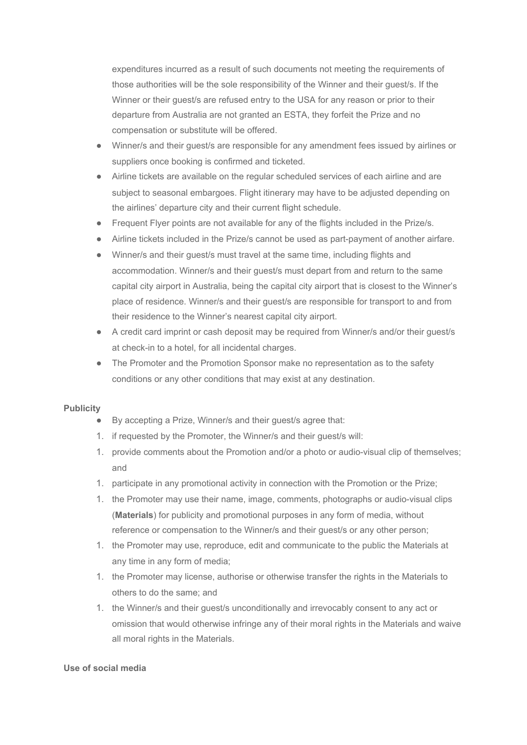expenditures incurred as a result of such documents not meeting the requirements of those authorities will be the sole responsibility of the Winner and their guest/s. If the Winner or their guest/s are refused entry to the USA for any reason or prior to their departure from Australia are not granted an ESTA, they forfeit the Prize and no compensation or substitute will be offered.

- Winner/s and their guest/s are responsible for any amendment fees issued by airlines or suppliers once booking is confirmed and ticketed.
- Airline tickets are available on the regular scheduled services of each airline and are subject to seasonal embargoes. Flight itinerary may have to be adjusted depending on the airlines' departure city and their current flight schedule.
- Frequent Flyer points are not available for any of the flights included in the Prize/s.
- Airline tickets included in the Prize/s cannot be used as part-payment of another airfare.
- Winner/s and their guest/s must travel at the same time, including flights and accommodation. Winner/s and their guest/s must depart from and return to the same capital city airport in Australia, being the capital city airport that is closest to the Winner's place of residence. Winner/s and their guest/s are responsible for transport to and from their residence to the Winner's nearest capital city airport.
- A credit card imprint or cash deposit may be required from Winner/s and/or their guest/s at check-in to a hotel, for all incidental charges.
- The Promoter and the Promotion Sponsor make no representation as to the safety conditions or any other conditions that may exist at any destination.

**Publicity**

- By accepting a Prize, Winner/s and their guest/s agree that:

1. if requested by the Promoter, the Winner/s and their guest/s will:
1. provide comments about the Promotion and/or a photo or audio-visual clip of themselves; and
1. participate in any promotional activity in connection with the Promotion or the Prize;
1. the Promoter may use their name, image, comments, photographs or audio-visual clips (**Materials**) for publicity and promotional purposes in any form of media, without reference or compensation to the Winner/s and their guest/s or any other person;
1. the Promoter may use, reproduce, edit and communicate to the public the Materials at any time in any form of media;
1. the Promoter may license, authorise or otherwise transfer the rights in the Materials to others to do the same; and
1. the Winner/s and their guest/s unconditionally and irrevocably consent to any act or omission that would otherwise infringe any of their moral rights in the Materials and waive all moral rights in the Materials.

**Use of social media**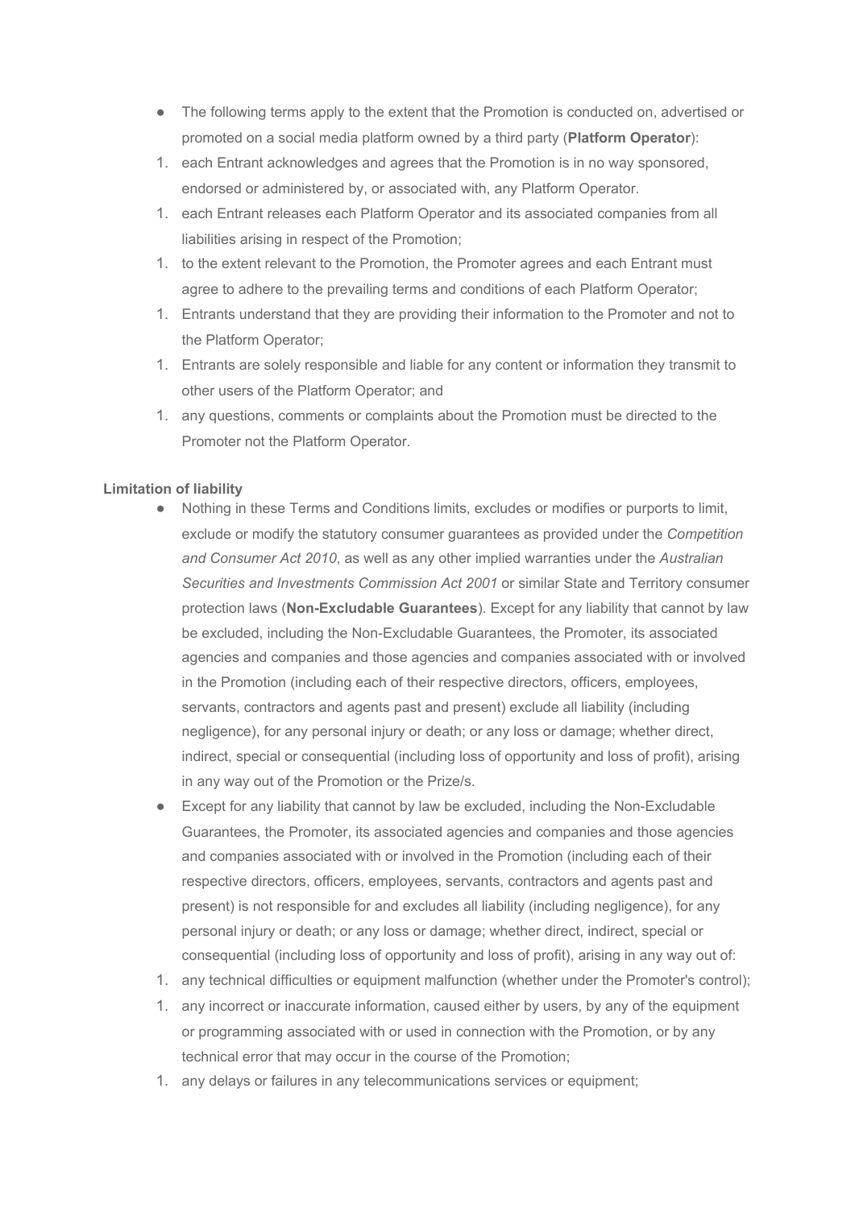- The following terms apply to the extent that the Promotion is conducted on, advertised or promoted on a social media platform owned by a third party (**Platform Operator**):

1. each Entrant acknowledges and agrees that the Promotion is in no way sponsored, endorsed or administered by, or associated with, any Platform Operator.
1. each Entrant releases each Platform Operator and its associated companies from all liabilities arising in respect of the Promotion;
1. to the extent relevant to the Promotion, the Promoter agrees and each Entrant must agree to adhere to the prevailing terms and conditions of each Platform Operator;
1. Entrants understand that they are providing their information to the Promoter and not to the Platform Operator;
1. Entrants are solely responsible and liable for any content or information they transmit to other users of the Platform Operator; and
1. any questions, comments or complaints about the Promotion must be directed to the Promoter not the Platform Operator.

**Limitation of liability**

- Nothing in these Terms and Conditions limits, excludes or modifies or purports to limit, exclude or modify the statutory consumer guarantees as provided under the *Competition and Consumer Act 2010*, as well as any other implied warranties under the *Australian Securities and Investments Commission Act 2001* or similar State and Territory consumer protection laws (**Non-Excludable Guarantees**). Except for any liability that cannot by law be excluded, including the Non-Excludable Guarantees, the Promoter, its associated agencies and companies and those agencies and companies associated with or involved in the Promotion (including each of their respective directors, officers, employees, servants, contractors and agents past and present) exclude all liability (including negligence), for any personal injury or death; or any loss or damage; whether direct, indirect, special or consequential (including loss of opportunity and loss of profit), arising in any way out of the Promotion or the Prize/s.
- Except for any liability that cannot by law be excluded, including the Non-Excludable Guarantees, the Promoter, its associated agencies and companies and those agencies and companies associated with or involved in the Promotion (including each of their respective directors, officers, employees, servants, contractors and agents past and present) is not responsible for and excludes all liability (including negligence), for any personal injury or death; or any loss or damage; whether direct, indirect, special or consequential (including loss of opportunity and loss of profit), arising in any way out of:

1. any technical difficulties or equipment malfunction (whether under the Promoter's control);
1. any incorrect or inaccurate information, caused either by users, by any of the equipment or programming associated with or used in connection with the Promotion, or by any technical error that may occur in the course of the Promotion;
1. any delays or failures in any telecommunications services or equipment;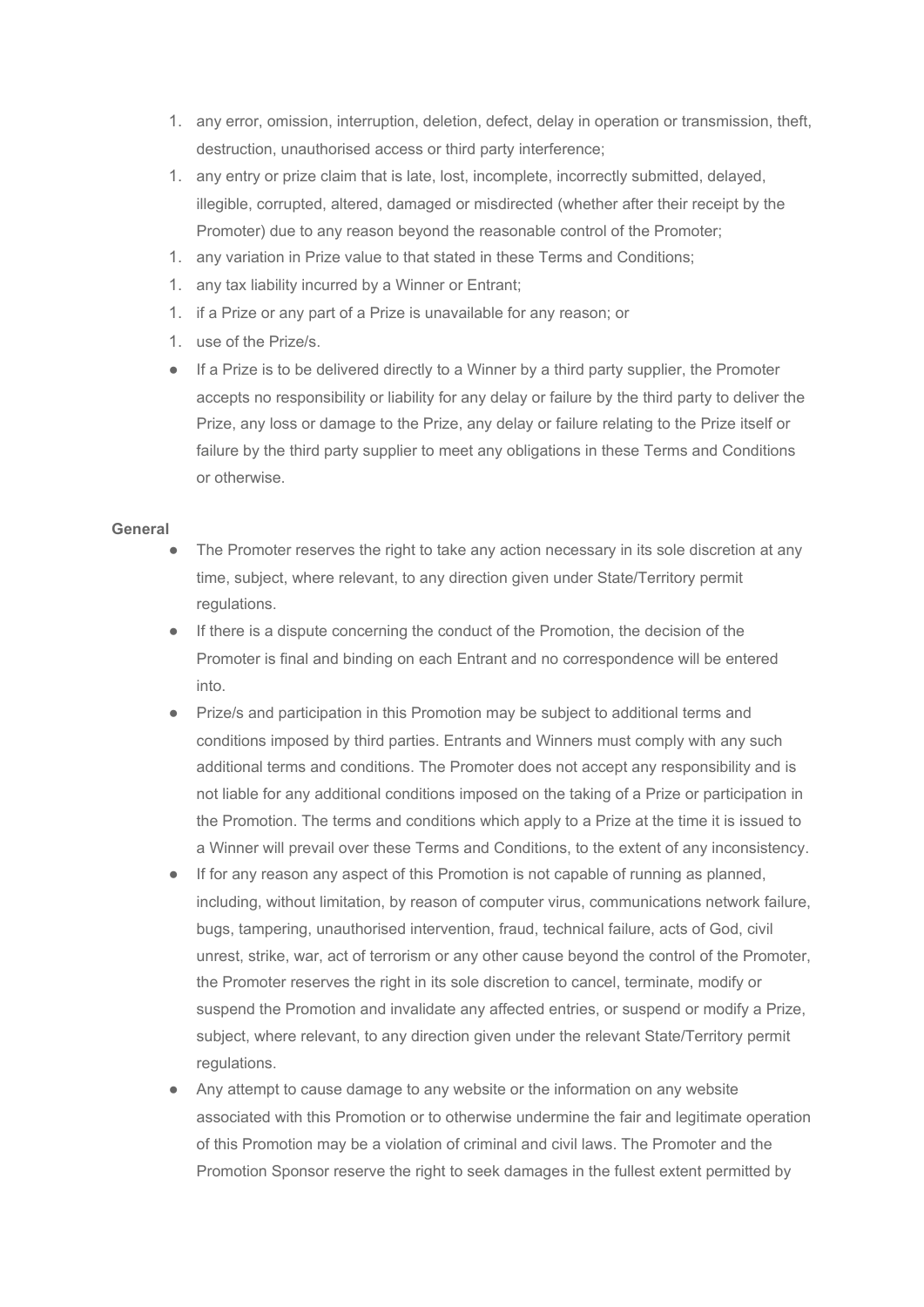1. any error, omission, interruption, deletion, defect, delay in operation or transmission, theft, destruction, unauthorised access or third party interference;
1. any entry or prize claim that is late, lost, incomplete, incorrectly submitted, delayed, illegible, corrupted, altered, damaged or misdirected (whether after their receipt by the Promoter) due to any reason beyond the reasonable control of the Promoter;
1. any variation in Prize value to that stated in these Terms and Conditions;
1. any tax liability incurred by a Winner or Entrant;
1. if a Prize or any part of a Prize is unavailable for any reason; or
1. use of the Prize/s.

- If a Prize is to be delivered directly to a Winner by a third party supplier, the Promoter accepts no responsibility or liability for any delay or failure by the third party to deliver the Prize, any loss or damage to the Prize, any delay or failure relating to the Prize itself or failure by the third party supplier to meet any obligations in these Terms and Conditions or otherwise.

**General**

- The Promoter reserves the right to take any action necessary in its sole discretion at any time, subject, where relevant, to any direction given under State/Territory permit regulations.
- If there is a dispute concerning the conduct of the Promotion, the decision of the Promoter is final and binding on each Entrant and no correspondence will be entered into.
- Prize/s and participation in this Promotion may be subject to additional terms and conditions imposed by third parties. Entrants and Winners must comply with any such additional terms and conditions. The Promoter does not accept any responsibility and is not liable for any additional conditions imposed on the taking of a Prize or participation in the Promotion. The terms and conditions which apply to a Prize at the time it is issued to a Winner will prevail over these Terms and Conditions, to the extent of any inconsistency.
- If for any reason any aspect of this Promotion is not capable of running as planned, including, without limitation, by reason of computer virus, communications network failure, bugs, tampering, unauthorised intervention, fraud, technical failure, acts of God, civil unrest, strike, war, act of terrorism or any other cause beyond the control of the Promoter, the Promoter reserves the right in its sole discretion to cancel, terminate, modify or suspend the Promotion and invalidate any affected entries, or suspend or modify a Prize, subject, where relevant, to any direction given under the relevant State/Territory permit regulations.
- Any attempt to cause damage to any website or the information on any website associated with this Promotion or to otherwise undermine the fair and legitimate operation of this Promotion may be a violation of criminal and civil laws. The Promoter and the Promotion Sponsor reserve the right to seek damages in the fullest extent permitted by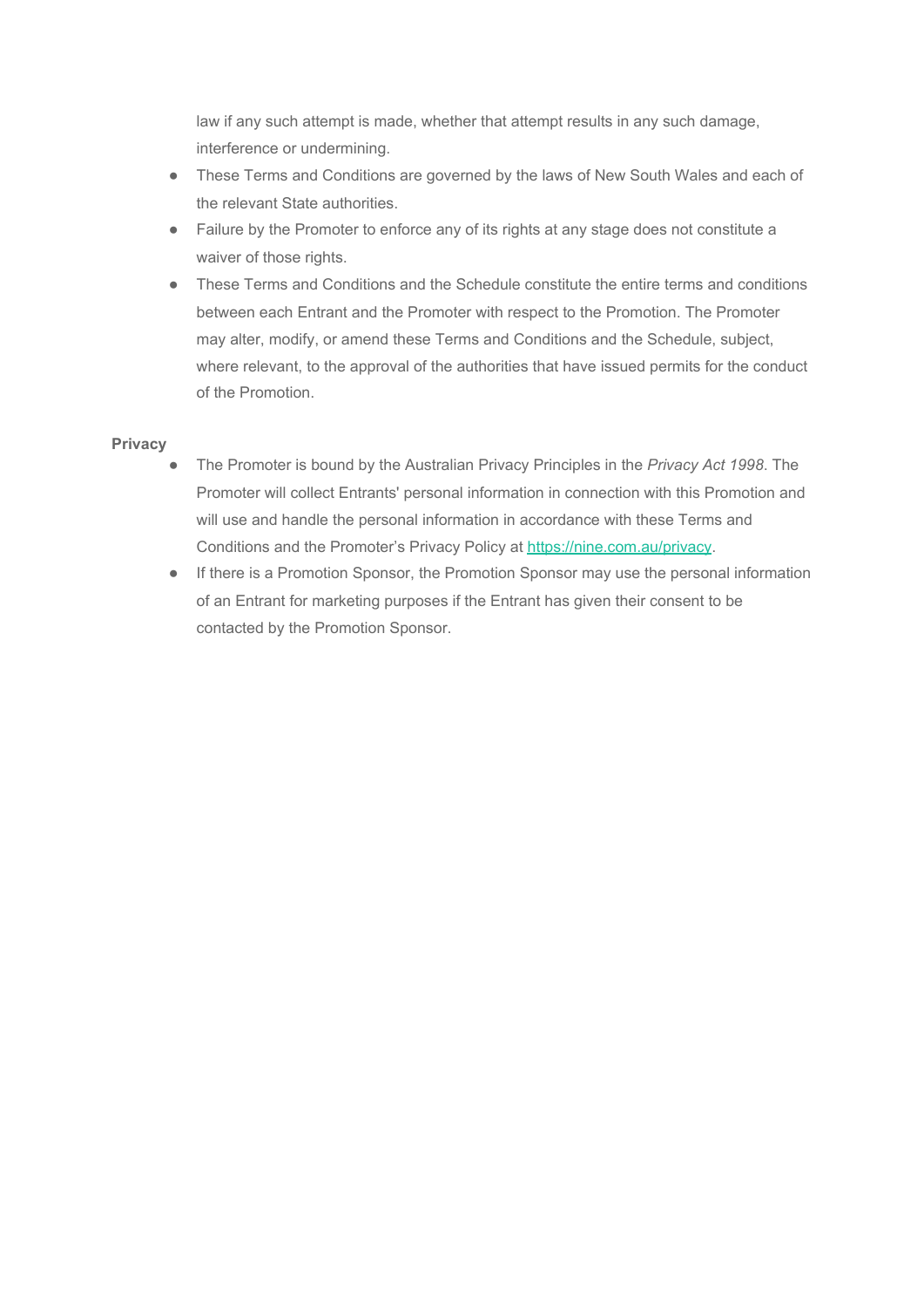law if any such attempt is made, whether that attempt results in any such damage, interference or undermining.

- These Terms and Conditions are governed by the laws of New South Wales and each of the relevant State authorities.
- Failure by the Promoter to enforce any of its rights at any stage does not constitute a waiver of those rights.
- These Terms and Conditions and the Schedule constitute the entire terms and conditions between each Entrant and the Promoter with respect to the Promotion. The Promoter may alter, modify, or amend these Terms and Conditions and the Schedule, subject, where relevant, to the approval of the authorities that have issued permits for the conduct of the Promotion.

**Privacy**

- The Promoter is bound by the Australian Privacy Principles in the *Privacy Act 1998*. The Promoter will collect Entrants' personal information in connection with this Promotion and will use and handle the personal information in accordance with these Terms and Conditions and the Promoter's Privacy Policy at [https://nine.com.au/privacy](https://nine.com.au/privacy).
- If there is a Promotion Sponsor, the Promotion Sponsor may use the personal information of an Entrant for marketing purposes if the Entrant has given their consent to be contacted by the Promotion Sponsor.